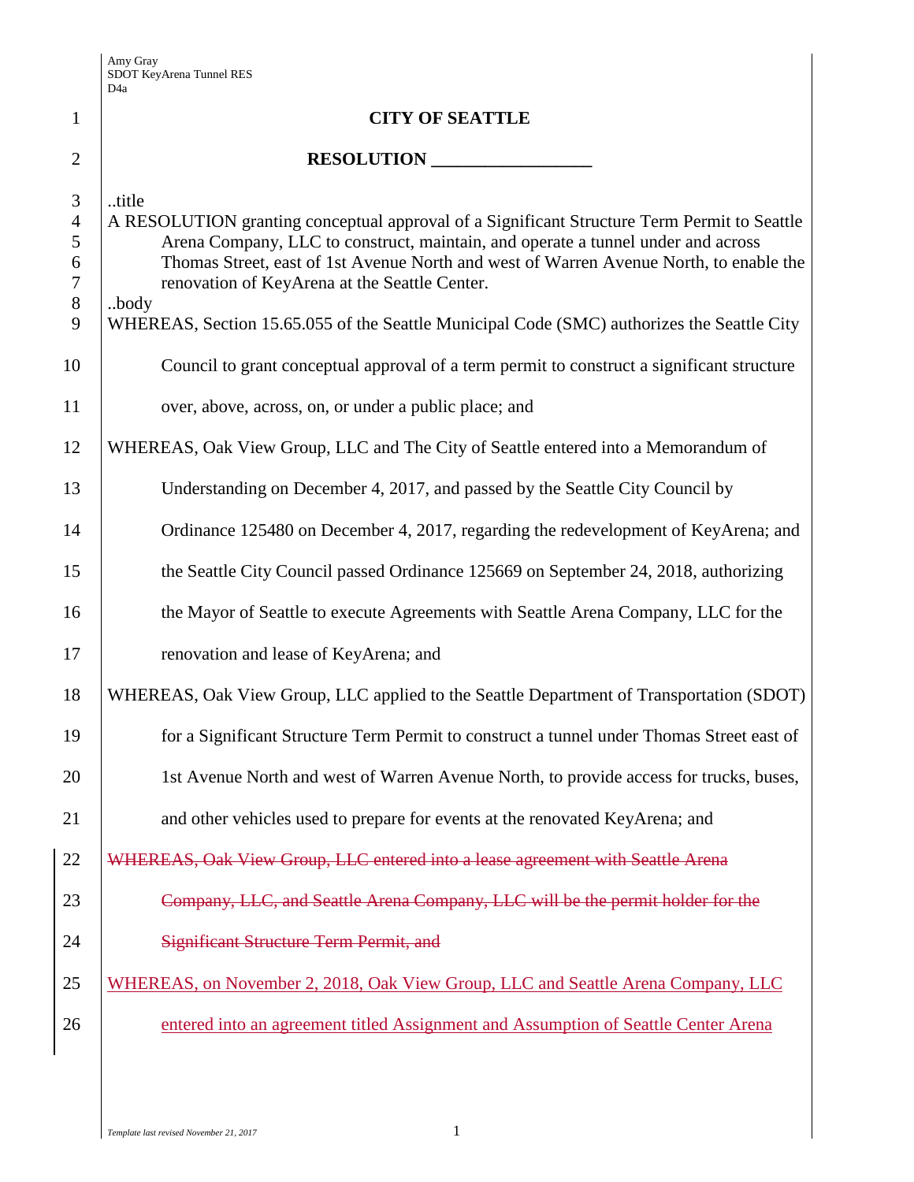Amy Gray
SDOT KeyArena Tunnel RES
D4a

# CITY OF SEATTLE

## RESOLUTION __________________

..title
A RESOLUTION granting conceptual approval of a Significant Structure Term Permit to Seattle Arena Company, LLC to construct, maintain, and operate a tunnel under and across Thomas Street, east of 1st Avenue North and west of Warren Avenue North, to enable the renovation of KeyArena at the Seattle Center.
..body

WHEREAS, Section 15.65.055 of the Seattle Municipal Code (SMC) authorizes the Seattle City Council to grant conceptual approval of a term permit to construct a significant structure over, above, across, on, or under a public place; and

WHEREAS, Oak View Group, LLC and The City of Seattle entered into a Memorandum of Understanding on December 4, 2017, and passed by the Seattle City Council by Ordinance 125480 on December 4, 2017, regarding the redevelopment of KeyArena; and the Seattle City Council passed Ordinance 125669 on September 24, 2018, authorizing the Mayor of Seattle to execute Agreements with Seattle Arena Company, LLC for the renovation and lease of KeyArena; and

WHEREAS, Oak View Group, LLC applied to the Seattle Department of Transportation (SDOT) for a Significant Structure Term Permit to construct a tunnel under Thomas Street east of 1st Avenue North and west of Warren Avenue North, to provide access for trucks, buses, and other vehicles used to prepare for events at the renovated KeyArena; and

~~WHEREAS, Oak View Group, LLC entered into a lease agreement with Seattle Arena Company, LLC, and Seattle Arena Company, LLC will be the permit holder for the Significant Structure Term Permit, and~~

<u>WHEREAS, on November 2, 2018, Oak View Group, LLC and Seattle Arena Company, LLC entered into an agreement titled Assignment and Assumption of Seattle Center Arena</u>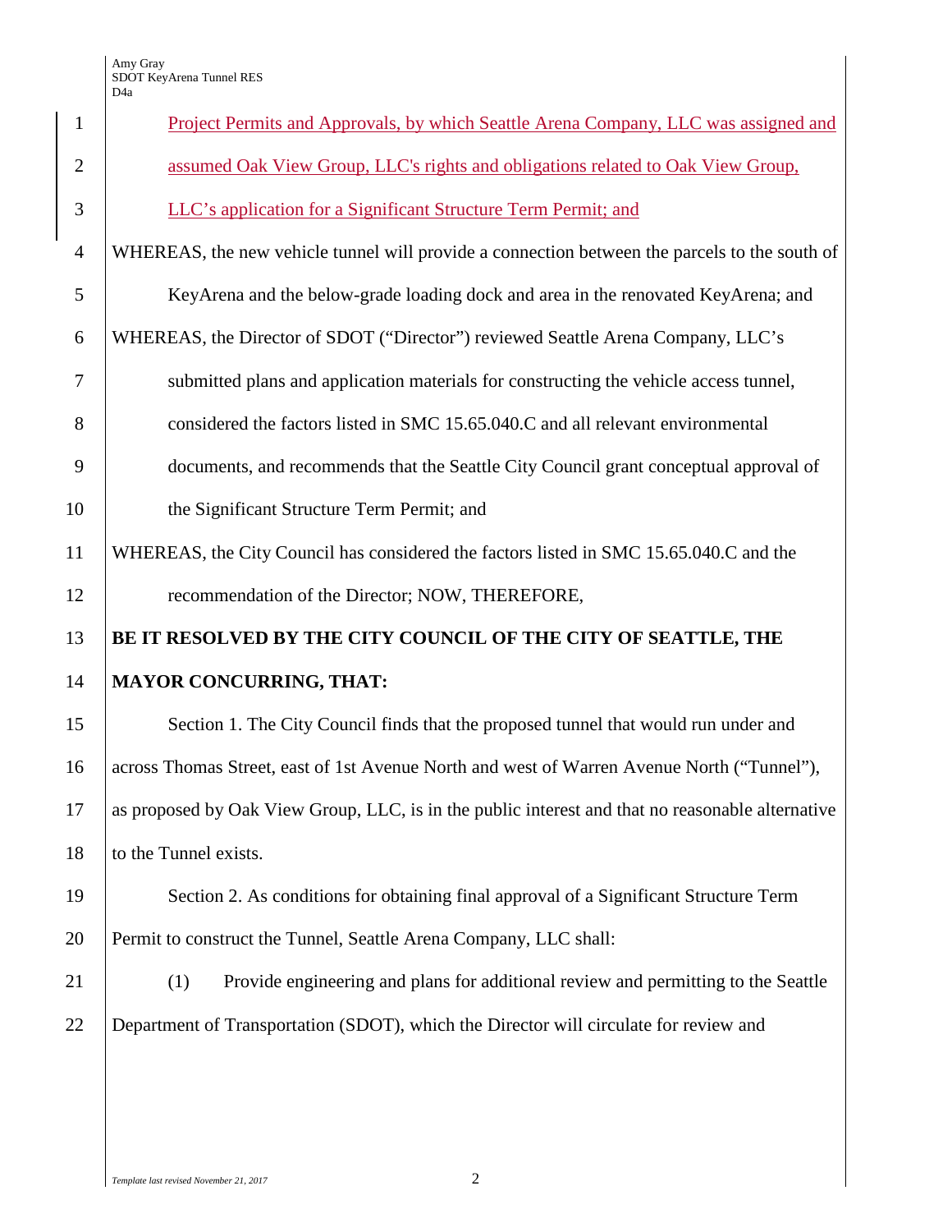Project Permits and Approvals, by which Seattle Arena Company, LLC was assigned and assumed Oak View Group, LLC's rights and obligations related to Oak View Group, LLC's application for a Significant Structure Term Permit; and

WHEREAS, the new vehicle tunnel will provide a connection between the parcels to the south of KeyArena and the below-grade loading dock and area in the renovated KeyArena; and

WHEREAS, the Director of SDOT ("Director") reviewed Seattle Arena Company, LLC's submitted plans and application materials for constructing the vehicle access tunnel, considered the factors listed in SMC 15.65.040.C and all relevant environmental documents, and recommends that the Seattle City Council grant conceptual approval of the Significant Structure Term Permit; and

WHEREAS, the City Council has considered the factors listed in SMC 15.65.040.C and the recommendation of the Director; NOW, THEREFORE,

**BE IT RESOLVED BY THE CITY COUNCIL OF THE CITY OF SEATTLE, THE MAYOR CONCURRING, THAT:**

Section 1. The City Council finds that the proposed tunnel that would run under and across Thomas Street, east of 1st Avenue North and west of Warren Avenue North ("Tunnel"), as proposed by Oak View Group, LLC, is in the public interest and that no reasonable alternative to the Tunnel exists.

Section 2. As conditions for obtaining final approval of a Significant Structure Term Permit to construct the Tunnel, Seattle Arena Company, LLC shall:

(1) Provide engineering and plans for additional review and permitting to the Seattle Department of Transportation (SDOT), which the Director will circulate for review and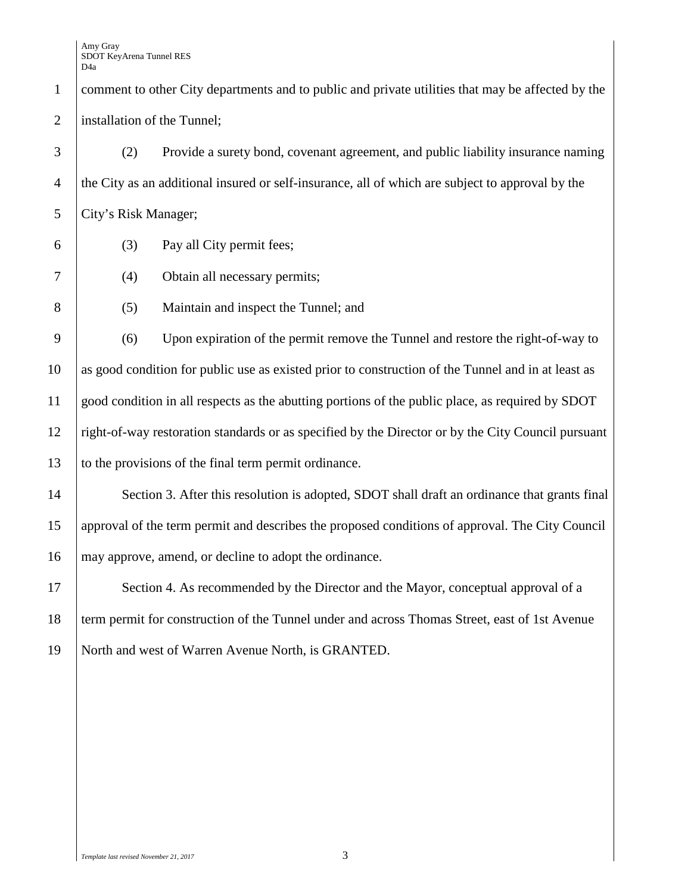comment to other City departments and to public and private utilities that may be affected by the installation of the Tunnel;

(2) Provide a surety bond, covenant agreement, and public liability insurance naming the City as an additional insured or self-insurance, all of which are subject to approval by the City's Risk Manager;

(3) Pay all City permit fees;

(4) Obtain all necessary permits;

(5) Maintain and inspect the Tunnel; and

(6) Upon expiration of the permit remove the Tunnel and restore the right-of-way to as good condition for public use as existed prior to construction of the Tunnel and in at least as good condition in all respects as the abutting portions of the public place, as required by SDOT right-of-way restoration standards or as specified by the Director or by the City Council pursuant to the provisions of the final term permit ordinance.

Section 3. After this resolution is adopted, SDOT shall draft an ordinance that grants final approval of the term permit and describes the proposed conditions of approval. The City Council may approve, amend, or decline to adopt the ordinance.

Section 4. As recommended by the Director and the Mayor, conceptual approval of a term permit for construction of the Tunnel under and across Thomas Street, east of 1st Avenue North and west of Warren Avenue North, is GRANTED.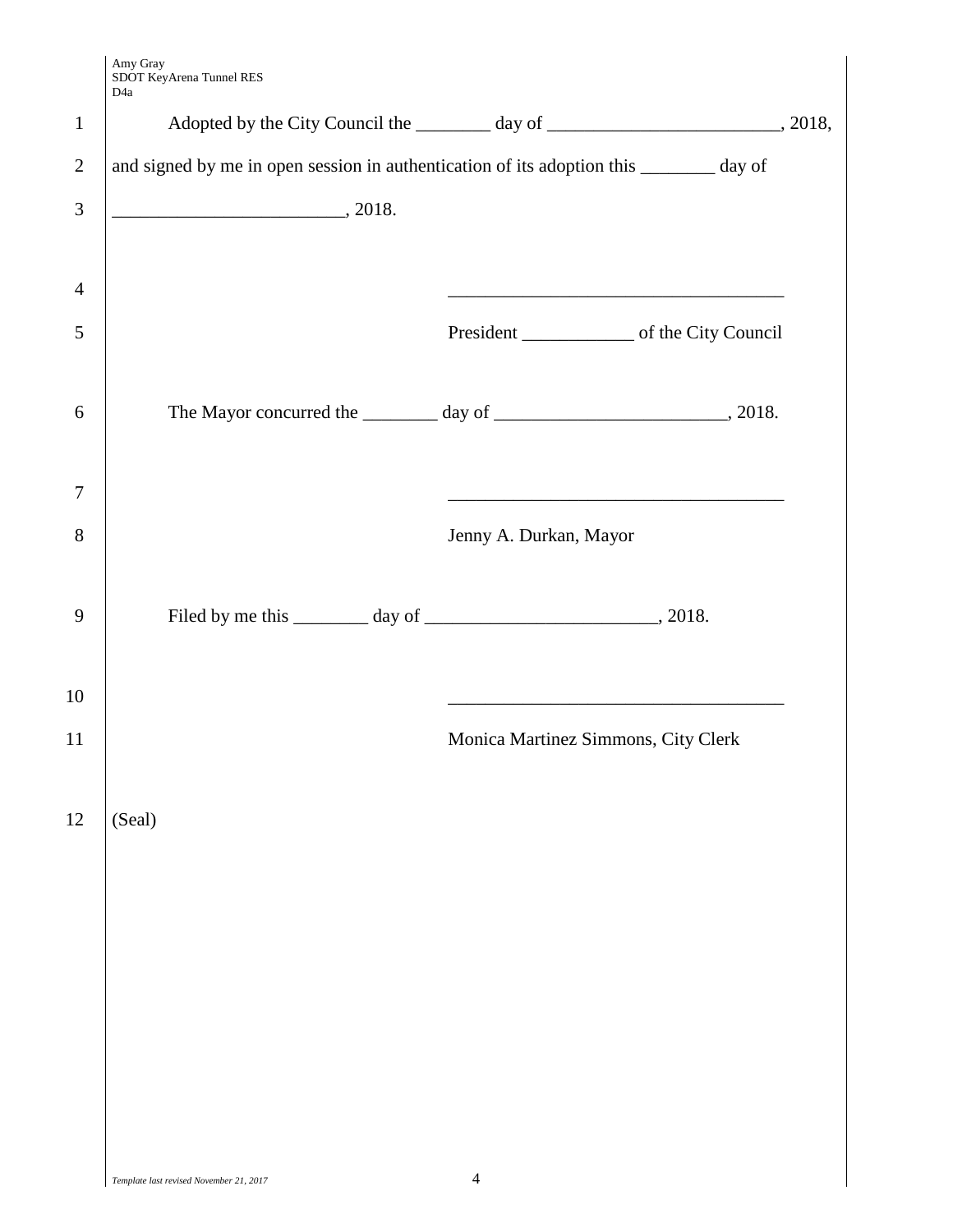Adopted by the City Council the ________ day of _________________________, 2018, and signed by me in open session in authentication of its adoption this ________ day of _________________________, 2018.

____________________________________

President ____________ of the City Council

The Mayor concurred the ________ day of _________________________, 2018.

____________________________________

Jenny A. Durkan, Mayor

Filed by me this ________ day of _________________________, 2018.

____________________________________

Monica Martinez Simmons, City Clerk

(Seal)